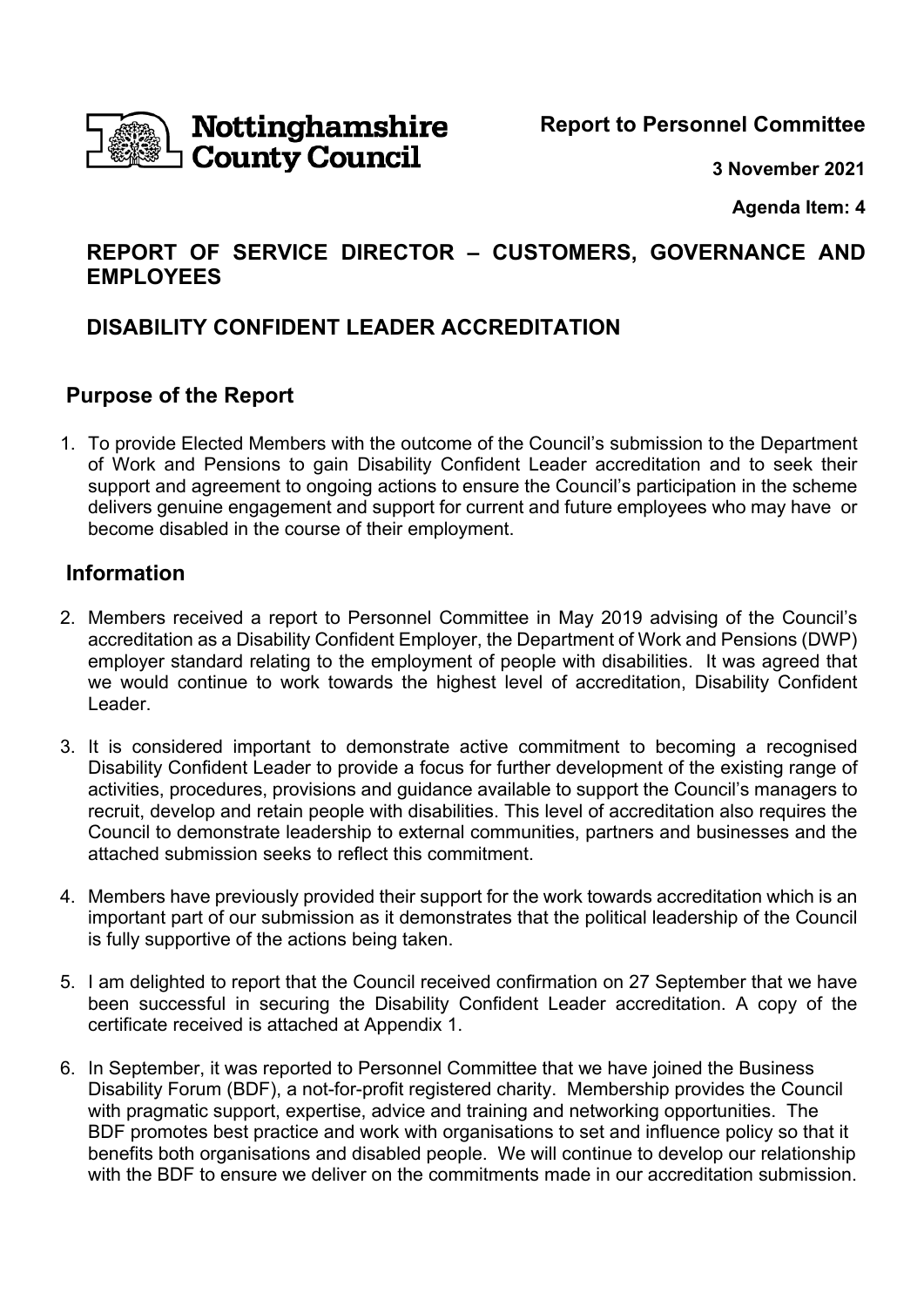**Nottinghamshire County Council**

**Report to Personnel Committee**

**3 November 2021**

**Agenda Item: 4**

## REPORT OF SERVICE DIRECTOR – CUSTOMERS, GOVERNANCE AND EMPLOYEES

## DISABILITY CONFIDENT LEADER ACCREDITATION

### Purpose of the Report

1. To provide Elected Members with the outcome of the Council's submission to the Department of Work and Pensions to gain Disability Confident Leader accreditation and to seek their support and agreement to ongoing actions to ensure the Council's participation in the scheme delivers genuine engagement and support for current and future employees who may have or become disabled in the course of their employment.

### Information

2. Members received a report to Personnel Committee in May 2019 advising of the Council's accreditation as a Disability Confident Employer, the Department of Work and Pensions (DWP) employer standard relating to the employment of people with disabilities. It was agreed that we would continue to work towards the highest level of accreditation, Disability Confident Leader.

3. It is considered important to demonstrate active commitment to becoming a recognised Disability Confident Leader to provide a focus for further development of the existing range of activities, procedures, provisions and guidance available to support the Council's managers to recruit, develop and retain people with disabilities. This level of accreditation also requires the Council to demonstrate leadership to external communities, partners and businesses and the attached submission seeks to reflect this commitment.

4. Members have previously provided their support for the work towards accreditation which is an important part of our submission as it demonstrates that the political leadership of the Council is fully supportive of the actions being taken.

5. I am delighted to report that the Council received confirmation on 27 September that we have been successful in securing the Disability Confident Leader accreditation. A copy of the certificate received is attached at Appendix 1.

6. In September, it was reported to Personnel Committee that we have joined the Business Disability Forum (BDF), a not-for-profit registered charity. Membership provides the Council with pragmatic support, expertise, advice and training and networking opportunities. The BDF promotes best practice and work with organisations to set and influence policy so that it benefits both organisations and disabled people. We will continue to develop our relationship with the BDF to ensure we deliver on the commitments made in our accreditation submission.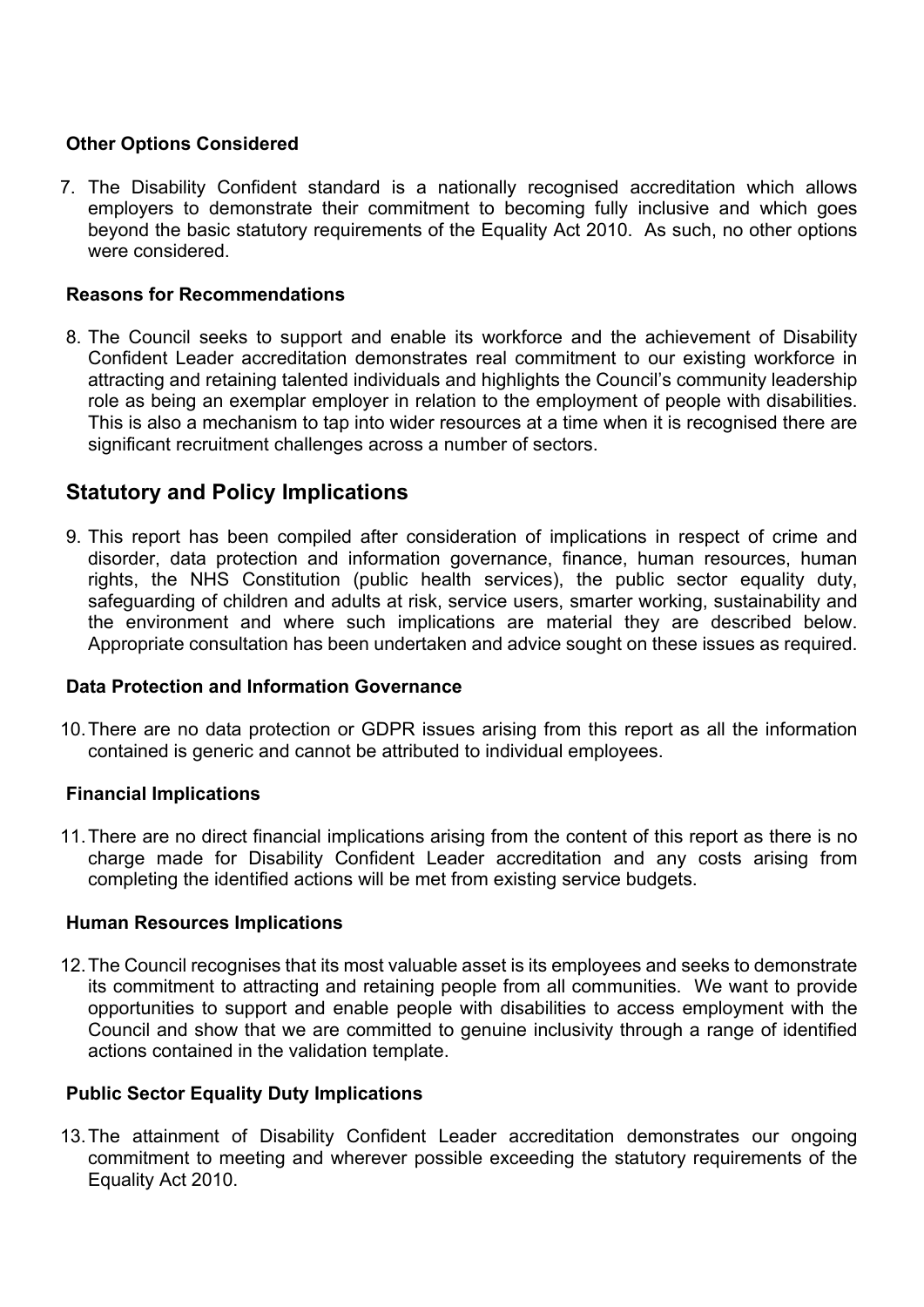### Other Options Considered

7. The Disability Confident standard is a nationally recognised accreditation which allows employers to demonstrate their commitment to becoming fully inclusive and which goes beyond the basic statutory requirements of the Equality Act 2010. As such, no other options were considered.

### Reasons for Recommendations

8. The Council seeks to support and enable its workforce and the achievement of Disability Confident Leader accreditation demonstrates real commitment to our existing workforce in attracting and retaining talented individuals and highlights the Council's community leadership role as being an exemplar employer in relation to the employment of people with disabilities. This is also a mechanism to tap into wider resources at a time when it is recognised there are significant recruitment challenges across a number of sectors.

## Statutory and Policy Implications

9. This report has been compiled after consideration of implications in respect of crime and disorder, data protection and information governance, finance, human resources, human rights, the NHS Constitution (public health services), the public sector equality duty, safeguarding of children and adults at risk, service users, smarter working, sustainability and the environment and where such implications are material they are described below. Appropriate consultation has been undertaken and advice sought on these issues as required.

### Data Protection and Information Governance

10. There are no data protection or GDPR issues arising from this report as all the information contained is generic and cannot be attributed to individual employees.

### Financial Implications

11. There are no direct financial implications arising from the content of this report as there is no charge made for Disability Confident Leader accreditation and any costs arising from completing the identified actions will be met from existing service budgets.

### Human Resources Implications

12. The Council recognises that its most valuable asset is its employees and seeks to demonstrate its commitment to attracting and retaining people from all communities. We want to provide opportunities to support and enable people with disabilities to access employment with the Council and show that we are committed to genuine inclusivity through a range of identified actions contained in the validation template.

### Public Sector Equality Duty Implications

13. The attainment of Disability Confident Leader accreditation demonstrates our ongoing commitment to meeting and wherever possible exceeding the statutory requirements of the Equality Act 2010.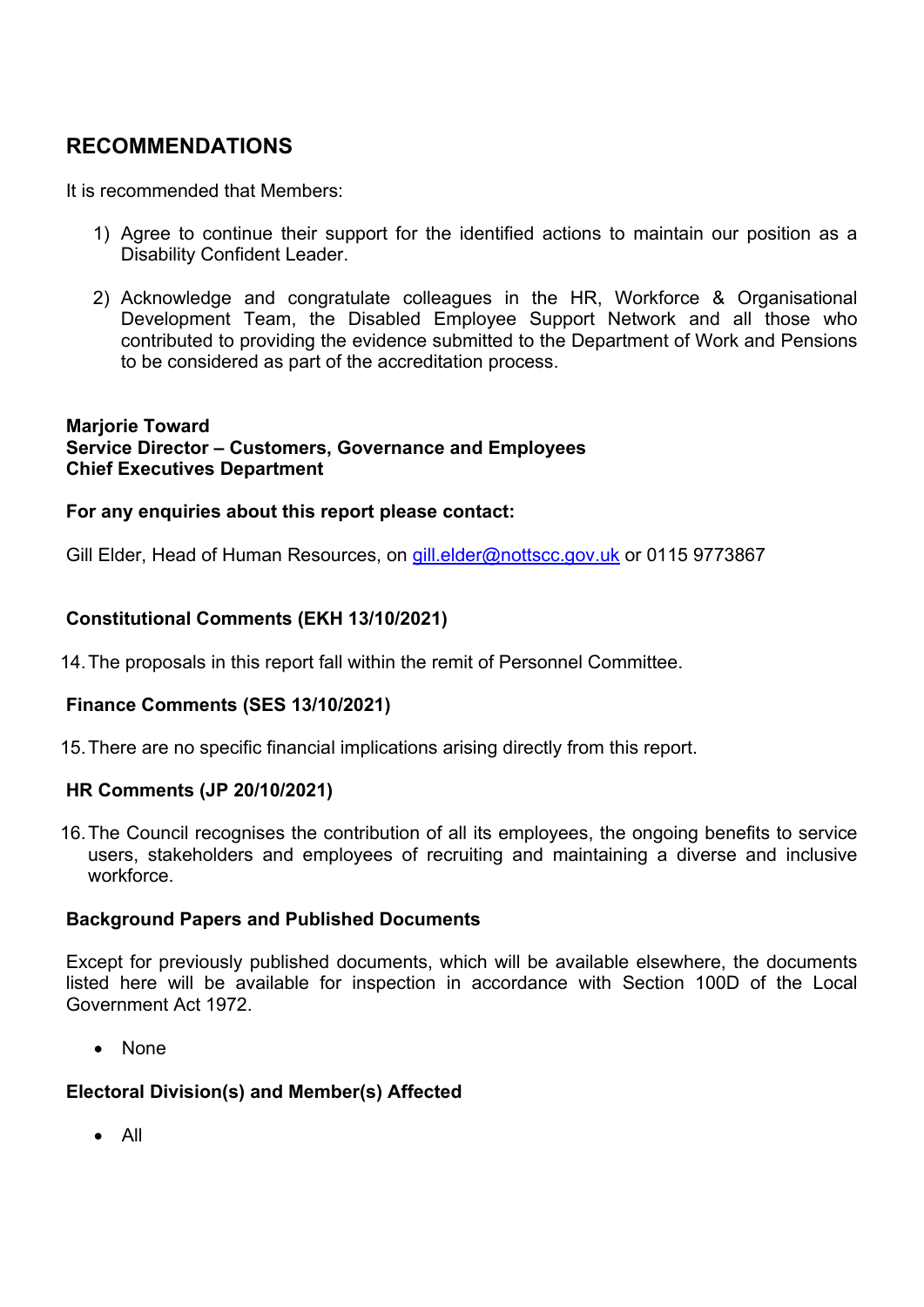## RECOMMENDATIONS

It is recommended that Members:

1) Agree to continue their support for the identified actions to maintain our position as a Disability Confident Leader.

2) Acknowledge and congratulate colleagues in the HR, Workforce & Organisational Development Team, the Disabled Employee Support Network and all those who contributed to providing the evidence submitted to the Department of Work and Pensions to be considered as part of the accreditation process.

**Marjorie Toward**
**Service Director – Customers, Governance and Employees**
**Chief Executives Department**

**For any enquiries about this report please contact:**

Gill Elder, Head of Human Resources, on gill.elder@nottscc.gov.uk or 0115 9773867

**Constitutional Comments (EKH 13/10/2021)**

14. The proposals in this report fall within the remit of Personnel Committee.

**Finance Comments (SES 13/10/2021)**

15. There are no specific financial implications arising directly from this report.

**HR Comments (JP 20/10/2021)**

16. The Council recognises the contribution of all its employees, the ongoing benefits to service users, stakeholders and employees of recruiting and maintaining a diverse and inclusive workforce.

**Background Papers and Published Documents**

Except for previously published documents, which will be available elsewhere, the documents listed here will be available for inspection in accordance with Section 100D of the Local Government Act 1972.

- None

**Electoral Division(s) and Member(s) Affected**

- All